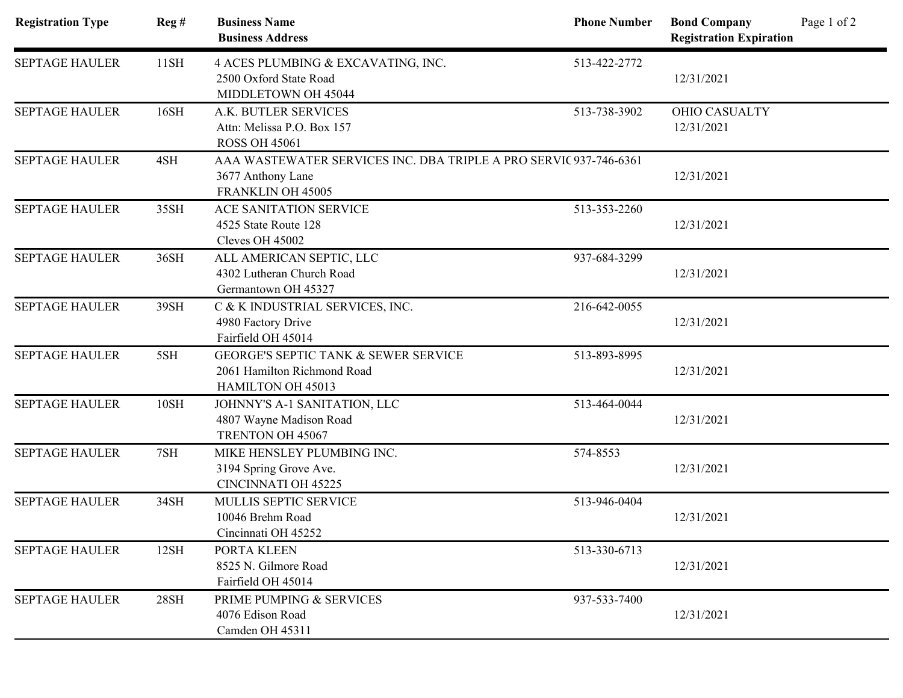| Registration Type | Reg # | Business Name<br>Business Address | Phone Number | Bond Company<br>Registration Expiration |
|---|---|---|---|---|
| SEPTAGE HAULER | 11SH | 4 ACES PLUMBING & EXCAVATING, INC.<br>2500 Oxford State Road<br>MIDDLETOWN OH 45044 | 513-422-2772 | <br>12/31/2021 |
| SEPTAGE HAULER | 16SH | A.K. BUTLER SERVICES<br>Attn: Melissa P.O. Box 157<br>ROSS OH 45061 | 513-738-3902 | OHIO CASUALTY<br>12/31/2021 |
| SEPTAGE HAULER | 4SH | AAA WASTEWATER SERVICES INC. DBA TRIPLE A PRO SERVIC<br>3677 Anthony Lane<br>FRANKLIN OH 45005 | 937-746-6361 | <br>12/31/2021 |
| SEPTAGE HAULER | 35SH | ACE SANITATION SERVICE<br>4525 State Route 128<br>Cleves OH 45002 | 513-353-2260 | <br>12/31/2021 |
| SEPTAGE HAULER | 36SH | ALL AMERICAN SEPTIC, LLC<br>4302 Lutheran Church Road<br>Germantown OH 45327 | 937-684-3299 | <br>12/31/2021 |
| SEPTAGE HAULER | 39SH | C & K INDUSTRIAL SERVICES, INC.<br>4980 Factory Drive<br>Fairfield OH 45014 | 216-642-0055 | <br>12/31/2021 |
| SEPTAGE HAULER | 5SH | GEORGE'S SEPTIC TANK & SEWER SERVICE<br>2061 Hamilton Richmond Road<br>HAMILTON OH 45013 | 513-893-8995 | <br>12/31/2021 |
| SEPTAGE HAULER | 10SH | JOHNNY'S A-1 SANITATION, LLC<br>4807 Wayne Madison Road<br>TRENTON OH 45067 | 513-464-0044 | <br>12/31/2021 |
| SEPTAGE HAULER | 7SH | MIKE HENSLEY PLUMBING INC.<br>3194 Spring Grove Ave.<br>CINCINNATI OH 45225 | 574-8553 | <br>12/31/2021 |
| SEPTAGE HAULER | 34SH | MULLIS SEPTIC SERVICE<br>10046 Brehm Road<br>Cincinnati OH 45252 | 513-946-0404 | <br>12/31/2021 |
| SEPTAGE HAULER | 12SH | PORTA KLEEN<br>8525 N. Gilmore Road<br>Fairfield OH 45014 | 513-330-6713 | <br>12/31/2021 |
| SEPTAGE HAULER | 28SH | PRIME PUMPING & SERVICES<br>4076 Edison Road<br>Camden OH 45311 | 937-533-7400 | <br>12/31/2021 |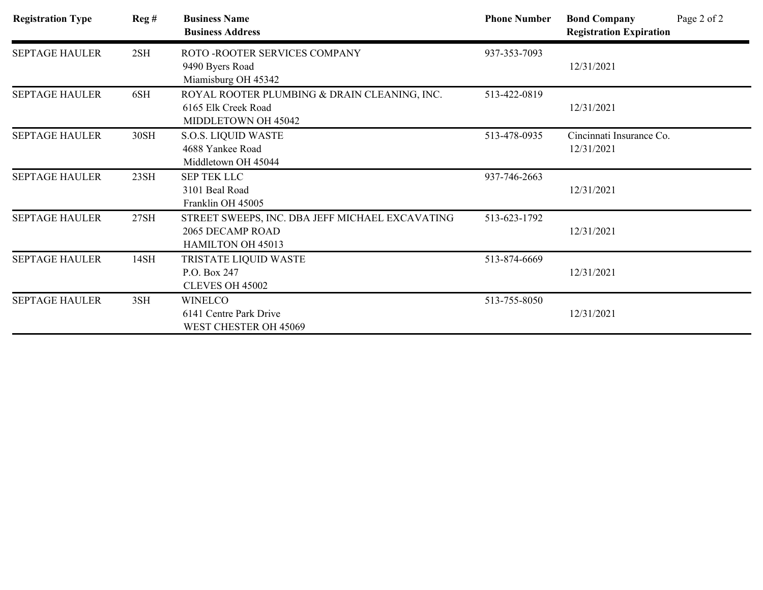| Registration Type | Reg # | Business Name<br>Business Address | Phone Number | Bond Company<br>Registration Expiration |
|---|---|---|---|---|
| SEPTAGE HAULER | 2SH | ROTO -ROOTER SERVICES COMPANY<br>9490 Byers Road<br>Miamisburg OH 45342 | 937-353-7093 | 12/31/2021 |
| SEPTAGE HAULER | 6SH | ROYAL ROOTER PLUMBING & DRAIN CLEANING, INC.<br>6165 Elk Creek Road<br>MIDDLETOWN OH 45042 | 513-422-0819 | 12/31/2021 |
| SEPTAGE HAULER | 30SH | S.O.S. LIQUID WASTE<br>4688 Yankee Road<br>Middletown OH 45044 | 513-478-0935 | Cincinnati Insurance Co.<br>12/31/2021 |
| SEPTAGE HAULER | 23SH | SEP TEK LLC<br>3101 Beal Road<br>Franklin OH 45005 | 937-746-2663 | 12/31/2021 |
| SEPTAGE HAULER | 27SH | STREET SWEEPS, INC. DBA JEFF MICHAEL EXCAVATING<br>2065 DECAMP ROAD<br>HAMILTON OH 45013 | 513-623-1792 | 12/31/2021 |
| SEPTAGE HAULER | 14SH | TRISTATE LIQUID WASTE<br>P.O. Box 247<br>CLEVES OH 45002 | 513-874-6669 | 12/31/2021 |
| SEPTAGE HAULER | 3SH | WINELCO<br>6141 Centre Park Drive<br>WEST CHESTER OH 45069 | 513-755-8050 | 12/31/2021 |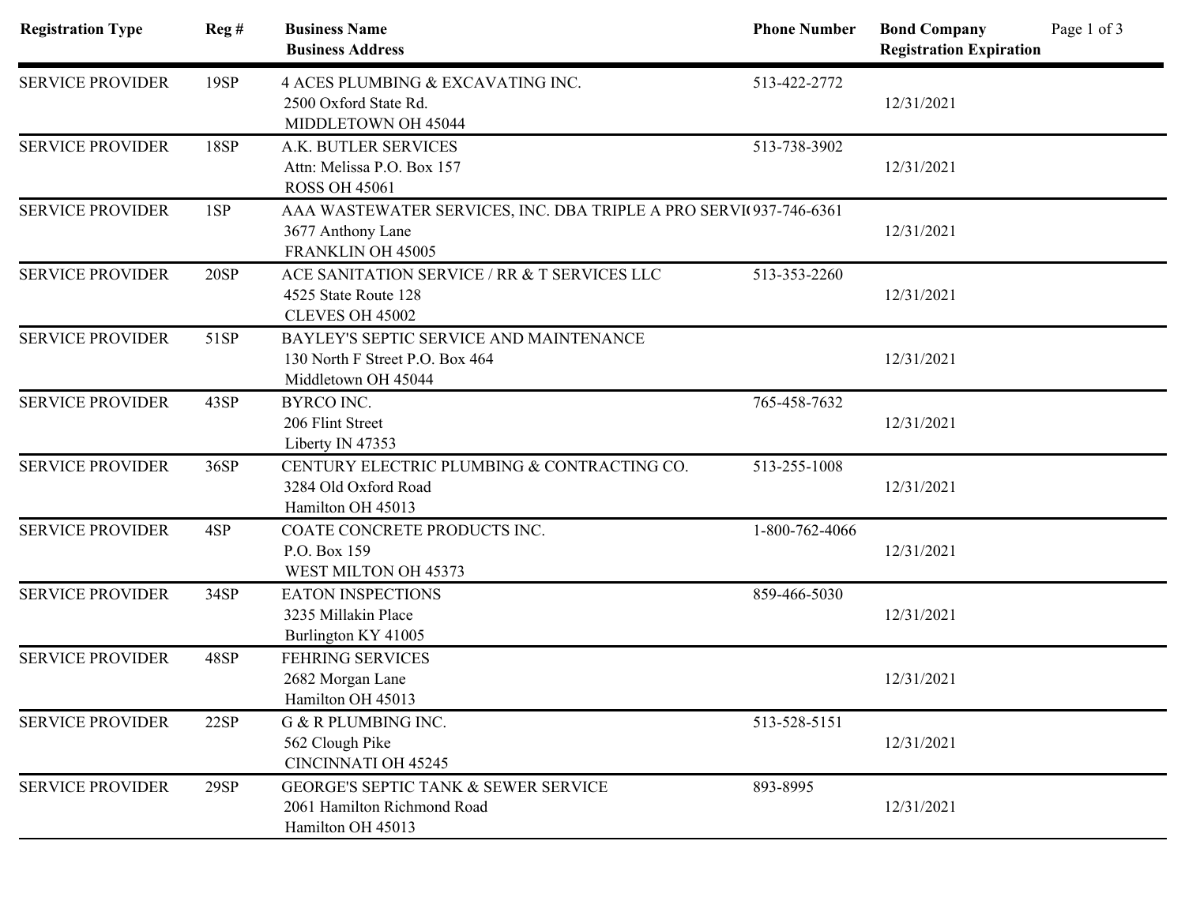| Registration Type | Reg # | Business Name<br>Business Address | Phone Number | Bond Company<br>Registration Expiration |
|---|---|---|---|---|
| SERVICE PROVIDER | 19SP | 4 ACES PLUMBING & EXCAVATING INC.<br>2500 Oxford State Rd.<br>MIDDLETOWN OH 45044 | 513-422-2772 | 12/31/2021 |
| SERVICE PROVIDER | 18SP | A.K. BUTLER SERVICES<br>Attn: Melissa P.O. Box 157<br>ROSS OH 45061 | 513-738-3902 | 12/31/2021 |
| SERVICE PROVIDER | 1SP | AAA WASTEWATER SERVICES, INC. DBA TRIPLE A PRO SERVI(<br>3677 Anthony Lane<br>FRANKLIN OH 45005 | 937-746-6361 | 12/31/2021 |
| SERVICE PROVIDER | 20SP | ACE SANITATION SERVICE / RR & T SERVICES LLC<br>4525 State Route 128<br>CLEVES OH 45002 | 513-353-2260 | 12/31/2021 |
| SERVICE PROVIDER | 51SP | BAYLEY'S SEPTIC SERVICE AND MAINTENANCE<br>130 North F Street P.O. Box 464<br>Middletown OH 45044 | | 12/31/2021 |
| SERVICE PROVIDER | 43SP | BYRCO INC.<br>206 Flint Street<br>Liberty IN 47353 | 765-458-7632 | 12/31/2021 |
| SERVICE PROVIDER | 36SP | CENTURY ELECTRIC PLUMBING & CONTRACTING CO.<br>3284 Old Oxford Road<br>Hamilton OH 45013 | 513-255-1008 | 12/31/2021 |
| SERVICE PROVIDER | 4SP | COATE CONCRETE PRODUCTS INC.<br>P.O. Box 159<br>WEST MILTON OH 45373 | 1-800-762-4066 | 12/31/2021 |
| SERVICE PROVIDER | 34SP | EATON INSPECTIONS<br>3235 Millakin Place<br>Burlington KY 41005 | 859-466-5030 | 12/31/2021 |
| SERVICE PROVIDER | 48SP | FEHRING SERVICES<br>2682 Morgan Lane<br>Hamilton OH 45013 | | 12/31/2021 |
| SERVICE PROVIDER | 22SP | G & R PLUMBING INC.<br>562 Clough Pike<br>CINCINNATI OH 45245 | 513-528-5151 | 12/31/2021 |
| SERVICE PROVIDER | 29SP | GEORGE'S SEPTIC TANK & SEWER SERVICE<br>2061 Hamilton Richmond Road<br>Hamilton OH 45013 | 893-8995 | 12/31/2021 |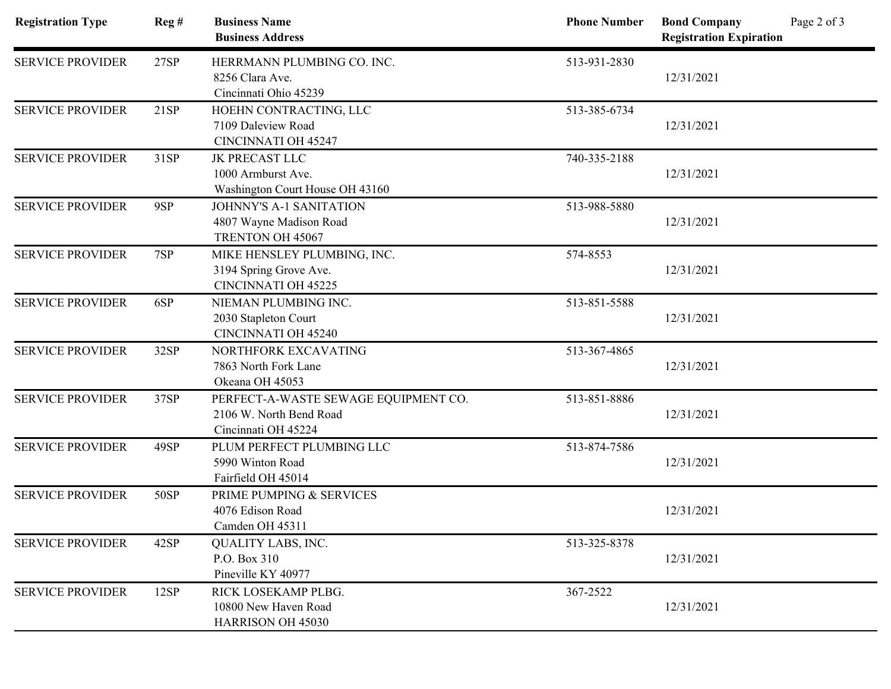| Registration Type | Reg # | Business Name<br>Business Address | Phone Number | Bond Company<br>Registration Expiration |
|---|---|---|---|---|
| SERVICE PROVIDER | 27SP | HERRMANN PLUMBING CO. INC.<br>8256 Clara Ave.<br>Cincinnati Ohio 45239 | 513-931-2830 | 12/31/2021 |
| SERVICE PROVIDER | 21SP | HOEHN CONTRACTING, LLC<br>7109 Daleview Road<br>CINCINNATI OH 45247 | 513-385-6734 | 12/31/2021 |
| SERVICE PROVIDER | 31SP | JK PRECAST LLC<br>1000 Armburst Ave.<br>Washington Court House OH 43160 | 740-335-2188 | 12/31/2021 |
| SERVICE PROVIDER | 9SP | JOHNNY'S A-1 SANITATION<br>4807 Wayne Madison Road<br>TRENTON OH 45067 | 513-988-5880 | 12/31/2021 |
| SERVICE PROVIDER | 7SP | MIKE HENSLEY PLUMBING, INC.<br>3194 Spring Grove Ave.<br>CINCINNATI OH 45225 | 574-8553 | 12/31/2021 |
| SERVICE PROVIDER | 6SP | NIEMAN PLUMBING INC.<br>2030 Stapleton Court<br>CINCINNATI OH 45240 | 513-851-5588 | 12/31/2021 |
| SERVICE PROVIDER | 32SP | NORTHFORK EXCAVATING<br>7863 North Fork Lane<br>Okeana OH 45053 | 513-367-4865 | 12/31/2021 |
| SERVICE PROVIDER | 37SP | PERFECT-A-WASTE SEWAGE EQUIPMENT CO.<br>2106 W. North Bend Road<br>Cincinnati OH 45224 | 513-851-8886 | 12/31/2021 |
| SERVICE PROVIDER | 49SP | PLUM PERFECT PLUMBING LLC<br>5990 Winton Road<br>Fairfield OH 45014 | 513-874-7586 | 12/31/2021 |
| SERVICE PROVIDER | 50SP | PRIME PUMPING & SERVICES<br>4076 Edison Road<br>Camden OH 45311 | | 12/31/2021 |
| SERVICE PROVIDER | 42SP | QUALITY LABS, INC.<br>P.O. Box 310<br>Pineville KY 40977 | 513-325-8378 | 12/31/2021 |
| SERVICE PROVIDER | 12SP | RICK LOSEKAMP PLBG.<br>10800 New Haven Road<br>HARRISON OH 45030 | 367-2522 | 12/31/2021 |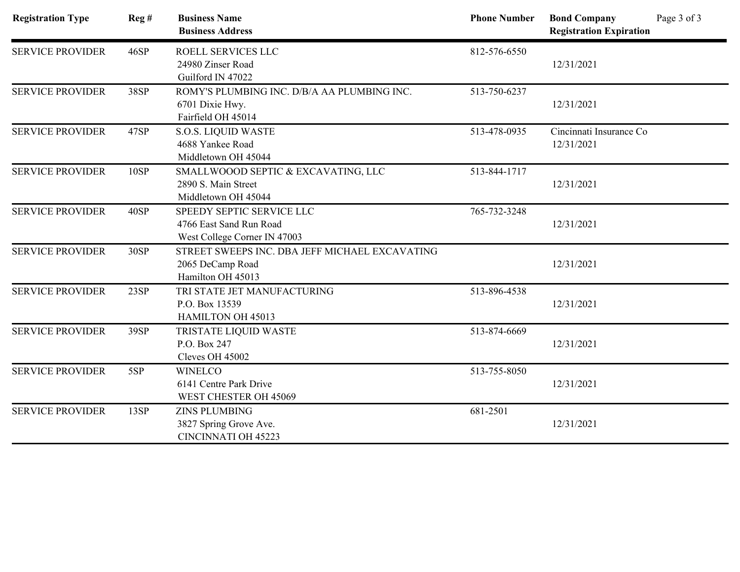| Registration Type | Reg # | Business Name<br>Business Address | Phone Number | Bond Company<br>Registration Expiration |
|---|---|---|---|---|
| SERVICE PROVIDER | 46SP | ROELL SERVICES LLC<br>24980 Zinser Road<br>Guilford IN 47022 | 812-576-6550 | 12/31/2021 |
| SERVICE PROVIDER | 38SP | ROMY'S PLUMBING INC. D/B/A AA PLUMBING INC.<br>6701 Dixie Hwy.<br>Fairfield OH 45014 | 513-750-6237 | 12/31/2021 |
| SERVICE PROVIDER | 47SP | S.O.S. LIQUID WASTE<br>4688 Yankee Road<br>Middletown OH 45044 | 513-478-0935 | Cincinnati Insurance Co<br>12/31/2021 |
| SERVICE PROVIDER | 10SP | SMALLWOOOD SEPTIC & EXCAVATING, LLC<br>2890 S. Main Street<br>Middletown OH 45044 | 513-844-1717 | 12/31/2021 |
| SERVICE PROVIDER | 40SP | SPEEDY SEPTIC SERVICE LLC<br>4766 East Sand Run Road<br>West College Corner IN 47003 | 765-732-3248 | 12/31/2021 |
| SERVICE PROVIDER | 30SP | STREET SWEEPS INC. DBA JEFF MICHAEL EXCAVATING<br>2065 DeCamp Road<br>Hamilton OH 45013 | | 12/31/2021 |
| SERVICE PROVIDER | 23SP | TRI STATE JET MANUFACTURING<br>P.O. Box 13539<br>HAMILTON OH 45013 | 513-896-4538 | 12/31/2021 |
| SERVICE PROVIDER | 39SP | TRISTATE LIQUID WASTE<br>P.O. Box 247<br>Cleves OH 45002 | 513-874-6669 | 12/31/2021 |
| SERVICE PROVIDER | 5SP | WINELCO<br>6141 Centre Park Drive<br>WEST CHESTER OH 45069 | 513-755-8050 | 12/31/2021 |
| SERVICE PROVIDER | 13SP | ZINS PLUMBING<br>3827 Spring Grove Ave.<br>CINCINNATI OH 45223 | 681-2501 | 12/31/2021 |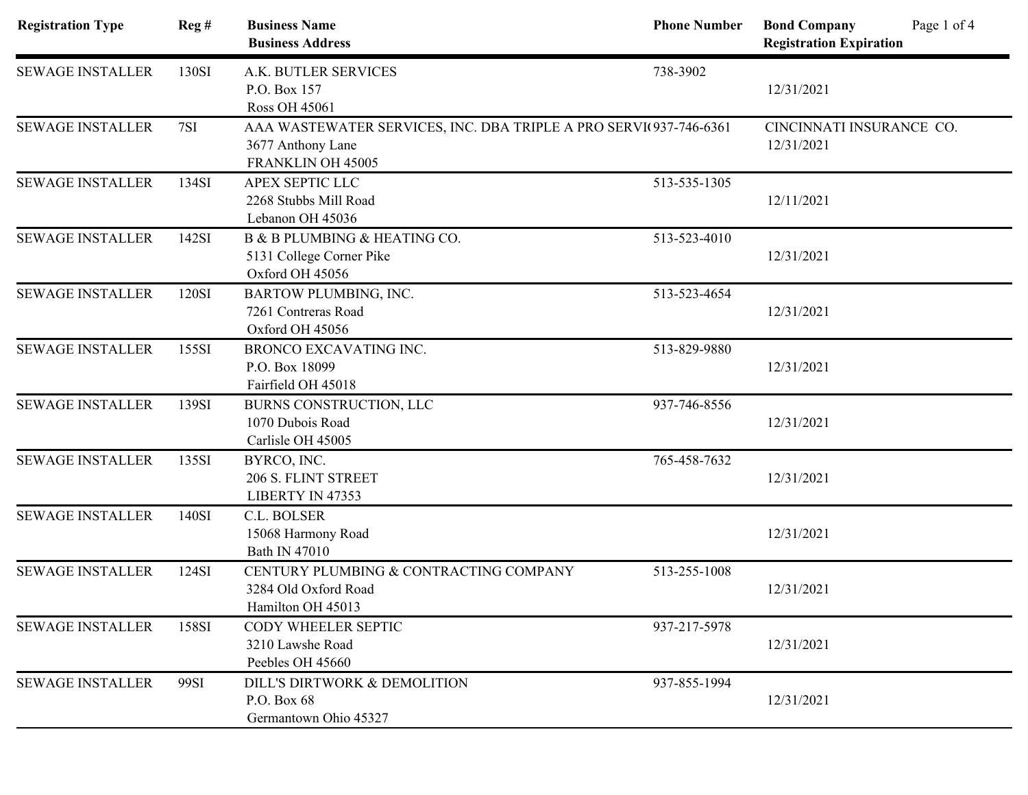| Registration Type | Reg # | Business Name<br>Business Address | Phone Number | Bond Company<br>Registration Expiration |
|---|---|---|---|---|
| SEWAGE INSTALLER | 130SI | A.K. BUTLER SERVICES<br>P.O. Box 157<br>Ross OH 45061 | 738-3902 | 12/31/2021 |
| SEWAGE INSTALLER | 7SI | AAA WASTEWATER SERVICES, INC. DBA TRIPLE A PRO SERVI(<br>3677 Anthony Lane<br>FRANKLIN OH 45005 | 937-746-6361 | CINCINNATI INSURANCE CO.<br>12/31/2021 |
| SEWAGE INSTALLER | 134SI | APEX SEPTIC LLC<br>2268 Stubbs Mill Road<br>Lebanon OH 45036 | 513-535-1305 | 12/11/2021 |
| SEWAGE INSTALLER | 142SI | B & B PLUMBING & HEATING CO.<br>5131 College Corner Pike<br>Oxford OH 45056 | 513-523-4010 | 12/31/2021 |
| SEWAGE INSTALLER | 120SI | BARTOW PLUMBING, INC.<br>7261 Contreras Road<br>Oxford OH 45056 | 513-523-4654 | 12/31/2021 |
| SEWAGE INSTALLER | 155SI | BRONCO EXCAVATING INC.<br>P.O. Box 18099<br>Fairfield OH 45018 | 513-829-9880 | 12/31/2021 |
| SEWAGE INSTALLER | 139SI | BURNS CONSTRUCTION, LLC<br>1070 Dubois Road<br>Carlisle OH 45005 | 937-746-8556 | 12/31/2021 |
| SEWAGE INSTALLER | 135SI | BYRCO, INC.<br>206 S. FLINT STREET<br>LIBERTY IN 47353 | 765-458-7632 | 12/31/2021 |
| SEWAGE INSTALLER | 140SI | C.L. BOLSER<br>15068 Harmony Road<br>Bath IN 47010 | | 12/31/2021 |
| SEWAGE INSTALLER | 124SI | CENTURY PLUMBING & CONTRACTING COMPANY<br>3284 Old Oxford Road<br>Hamilton OH 45013 | 513-255-1008 | 12/31/2021 |
| SEWAGE INSTALLER | 158SI | CODY WHEELER SEPTIC<br>3210 Lawshe Road<br>Peebles OH 45660 | 937-217-5978 | 12/31/2021 |
| SEWAGE INSTALLER | 99SI | DILL'S DIRTWORK & DEMOLITION<br>P.O. Box 68<br>Germantown Ohio 45327 | 937-855-1994 | 12/31/2021 |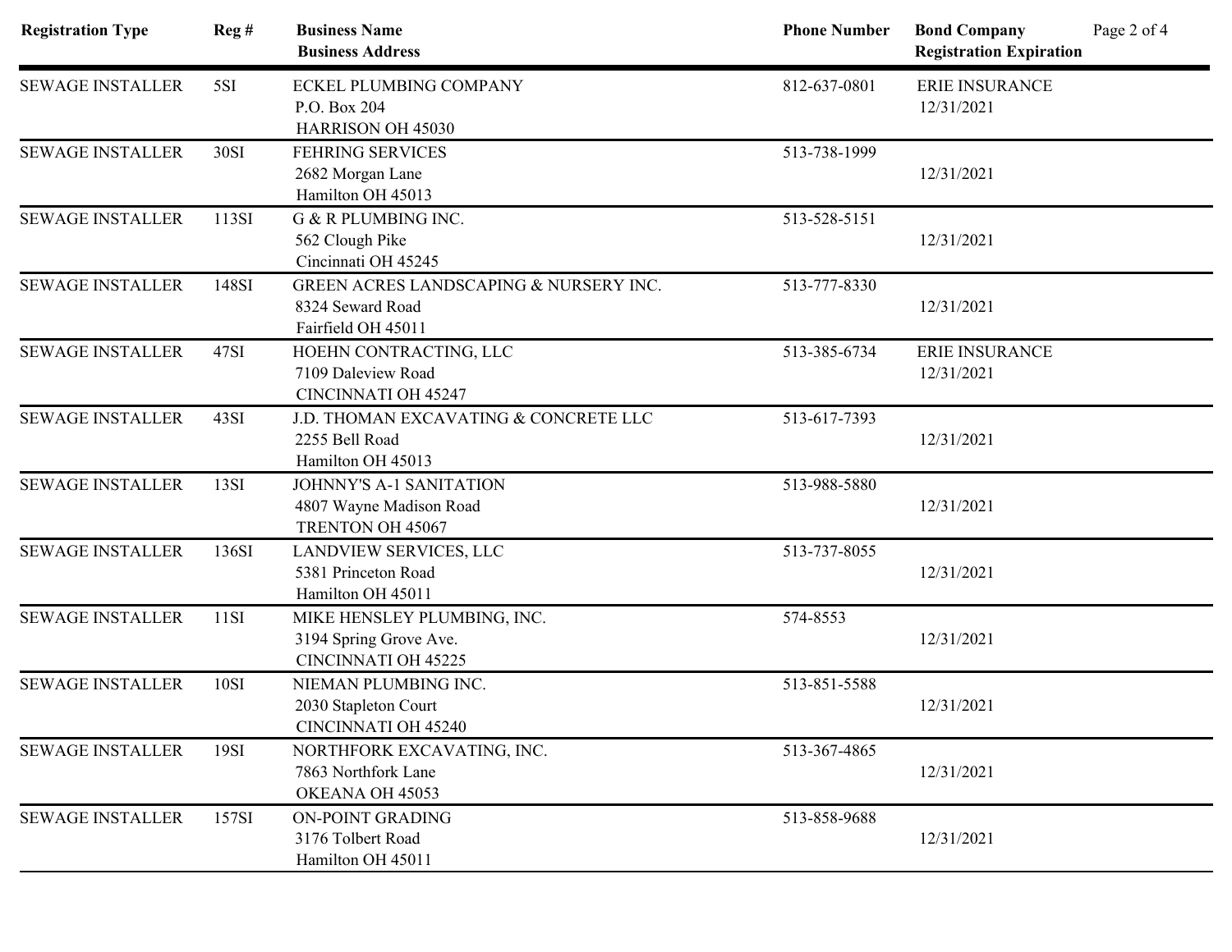| Registration Type | Reg # | Business Name<br>Business Address | Phone Number | Bond Company<br>Registration Expiration |
|---|---|---|---|---|
| SEWAGE INSTALLER | 5SI | ECKEL PLUMBING COMPANY<br>P.O. Box 204<br>HARRISON OH 45030 | 812-637-0801 | ERIE INSURANCE<br>12/31/2021 |
| SEWAGE INSTALLER | 30SI | FEHRING SERVICES<br>2682 Morgan Lane<br>Hamilton OH 45013 | 513-738-1999 | 12/31/2021 |
| SEWAGE INSTALLER | 113SI | G & R PLUMBING INC.<br>562 Clough Pike<br>Cincinnati OH 45245 | 513-528-5151 | 12/31/2021 |
| SEWAGE INSTALLER | 148SI | GREEN ACRES LANDSCAPING & NURSERY INC.<br>8324 Seward Road<br>Fairfield OH 45011 | 513-777-8330 | 12/31/2021 |
| SEWAGE INSTALLER | 47SI | HOEHN CONTRACTING, LLC<br>7109 Daleview Road<br>CINCINNATI OH 45247 | 513-385-6734 | ERIE INSURANCE<br>12/31/2021 |
| SEWAGE INSTALLER | 43SI | J.D. THOMAN EXCAVATING & CONCRETE LLC<br>2255 Bell Road<br>Hamilton OH 45013 | 513-617-7393 | 12/31/2021 |
| SEWAGE INSTALLER | 13SI | JOHNNY'S A-1 SANITATION<br>4807 Wayne Madison Road<br>TRENTON OH 45067 | 513-988-5880 | 12/31/2021 |
| SEWAGE INSTALLER | 136SI | LANDVIEW SERVICES, LLC<br>5381 Princeton Road<br>Hamilton OH 45011 | 513-737-8055 | 12/31/2021 |
| SEWAGE INSTALLER | 11SI | MIKE HENSLEY PLUMBING, INC.<br>3194 Spring Grove Ave.<br>CINCINNATI OH 45225 | 574-8553 | 12/31/2021 |
| SEWAGE INSTALLER | 10SI | NIEMAN PLUMBING INC.<br>2030 Stapleton Court<br>CINCINNATI OH 45240 | 513-851-5588 | 12/31/2021 |
| SEWAGE INSTALLER | 19SI | NORTHFORK EXCAVATING, INC.<br>7863 Northfork Lane<br>OKEANA OH 45053 | 513-367-4865 | 12/31/2021 |
| SEWAGE INSTALLER | 157SI | ON-POINT GRADING<br>3176 Tolbert Road<br>Hamilton OH 45011 | 513-858-9688 | 12/31/2021 |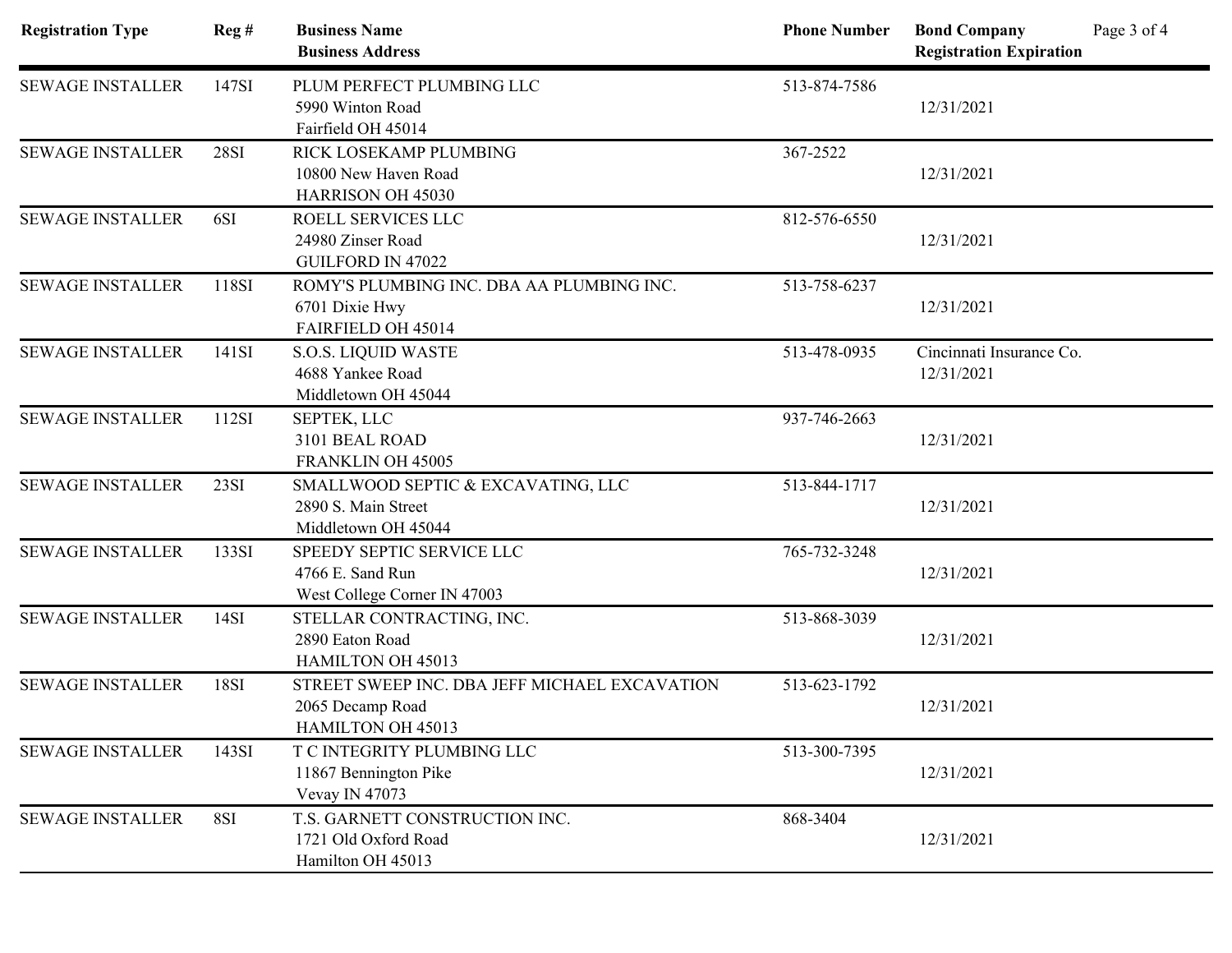| Registration Type | Reg # | Business Name<br>Business Address | Phone Number | Bond Company<br>Registration Expiration |
|---|---|---|---|---|
| SEWAGE INSTALLER | 147SI | PLUM PERFECT PLUMBING LLC<br>5990 Winton Road<br>Fairfield OH 45014 | 513-874-7586 | 12/31/2021 |
| SEWAGE INSTALLER | 28SI | RICK LOSEKAMP PLUMBING<br>10800 New Haven Road<br>HARRISON OH 45030 | 367-2522 | 12/31/2021 |
| SEWAGE INSTALLER | 6SI | ROELL SERVICES LLC<br>24980 Zinser Road<br>GUILFORD IN 47022 | 812-576-6550 | 12/31/2021 |
| SEWAGE INSTALLER | 118SI | ROMY'S PLUMBING INC. DBA AA PLUMBING INC.<br>6701 Dixie Hwy<br>FAIRFIELD OH 45014 | 513-758-6237 | 12/31/2021 |
| SEWAGE INSTALLER | 141SI | S.O.S. LIQUID WASTE<br>4688 Yankee Road<br>Middletown OH 45044 | 513-478-0935 | Cincinnati Insurance Co.<br>12/31/2021 |
| SEWAGE INSTALLER | 112SI | SEPTEK, LLC<br>3101 BEAL ROAD<br>FRANKLIN OH 45005 | 937-746-2663 | 12/31/2021 |
| SEWAGE INSTALLER | 23SI | SMALLWOOD SEPTIC & EXCAVATING, LLC<br>2890 S. Main Street<br>Middletown OH 45044 | 513-844-1717 | 12/31/2021 |
| SEWAGE INSTALLER | 133SI | SPEEDY SEPTIC SERVICE LLC<br>4766 E. Sand Run<br>West College Corner IN 47003 | 765-732-3248 | 12/31/2021 |
| SEWAGE INSTALLER | 14SI | STELLAR CONTRACTING, INC.<br>2890 Eaton Road<br>HAMILTON OH 45013 | 513-868-3039 | 12/31/2021 |
| SEWAGE INSTALLER | 18SI | STREET SWEEP INC. DBA JEFF MICHAEL EXCAVATION<br>2065 Decamp Road<br>HAMILTON OH 45013 | 513-623-1792 | 12/31/2021 |
| SEWAGE INSTALLER | 143SI | T C INTEGRITY PLUMBING LLC<br>11867 Bennington Pike<br>Vevay IN 47073 | 513-300-7395 | 12/31/2021 |
| SEWAGE INSTALLER | 8SI | T.S. GARNETT CONSTRUCTION INC.<br>1721 Old Oxford Road<br>Hamilton OH 45013 | 868-3404 | 12/31/2021 |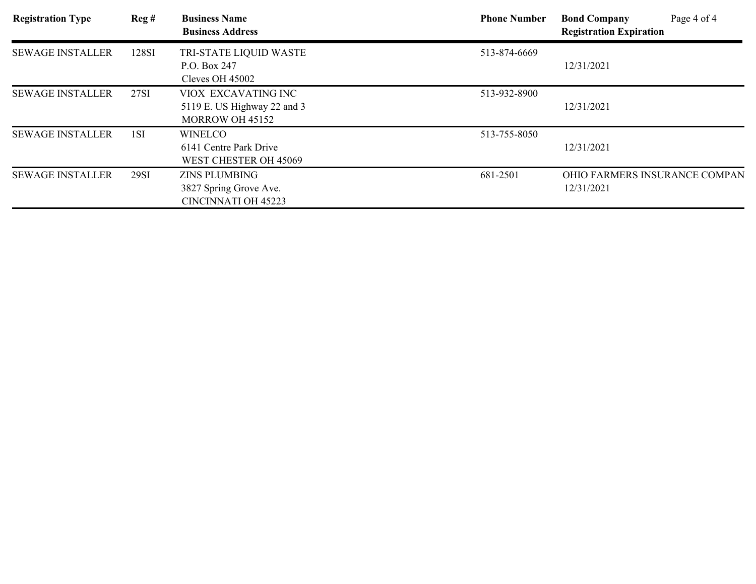| Registration Type | Reg # | Business Name<br>Business Address | Phone Number | Bond Company<br>Registration Expiration |
|---|---|---|---|---|
| SEWAGE INSTALLER | 128SI | TRI-STATE LIQUID WASTE<br>P.O. Box 247<br>Cleves OH 45002 | 513-874-6669 | <br>12/31/2021 |
| SEWAGE INSTALLER | 27SI | VIOX EXCAVATING INC<br>5119 E. US Highway 22 and 3<br>MORROW OH 45152 | 513-932-8900 | <br>12/31/2021 |
| SEWAGE INSTALLER | 1SI | WINELCO<br>6141 Centre Park Drive<br>WEST CHESTER OH 45069 | 513-755-8050 | <br>12/31/2021 |
| SEWAGE INSTALLER | 29SI | ZINS PLUMBING<br>3827 Spring Grove Ave.<br>CINCINNATI OH 45223 | 681-2501 | OHIO FARMERS INSURANCE COMPAN<br>12/31/2021 |